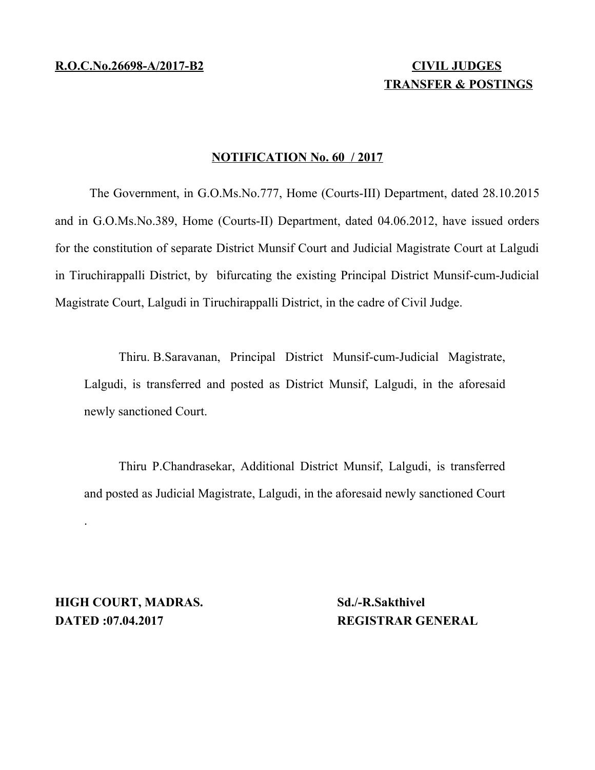**R.O.C.No.26698-A/2017-B2**

**CIVIL JUDGES TRANSFER & POSTINGS**

**NOTIFICATION No. 60 / 2017**

The Government, in G.O.Ms.No.777, Home (Courts-III) Department, dated 28.10.2015 and in G.O.Ms.No.389, Home (Courts-II) Department, dated 04.06.2012, have issued orders for the constitution of separate District Munsif Court and Judicial Magistrate Court at Lalgudi in Tiruchirappalli District, by bifurcating the existing Principal District Munsif-cum-Judicial Magistrate Court, Lalgudi in Tiruchirappalli District, in the cadre of Civil Judge.

Thiru. B.Saravanan, Principal District Munsif-cum-Judicial Magistrate, Lalgudi, is transferred and posted as District Munsif, Lalgudi, in the aforesaid newly sanctioned Court.

Thiru P.Chandrasekar, Additional District Munsif, Lalgudi, is transferred and posted as Judicial Magistrate, Lalgudi, in the aforesaid newly sanctioned Court

.

**HIGH COURT, MADRAS.**
**DATED :07.04.2017**

**Sd./-R.Sakthivel**
**REGISTRAR GENERAL**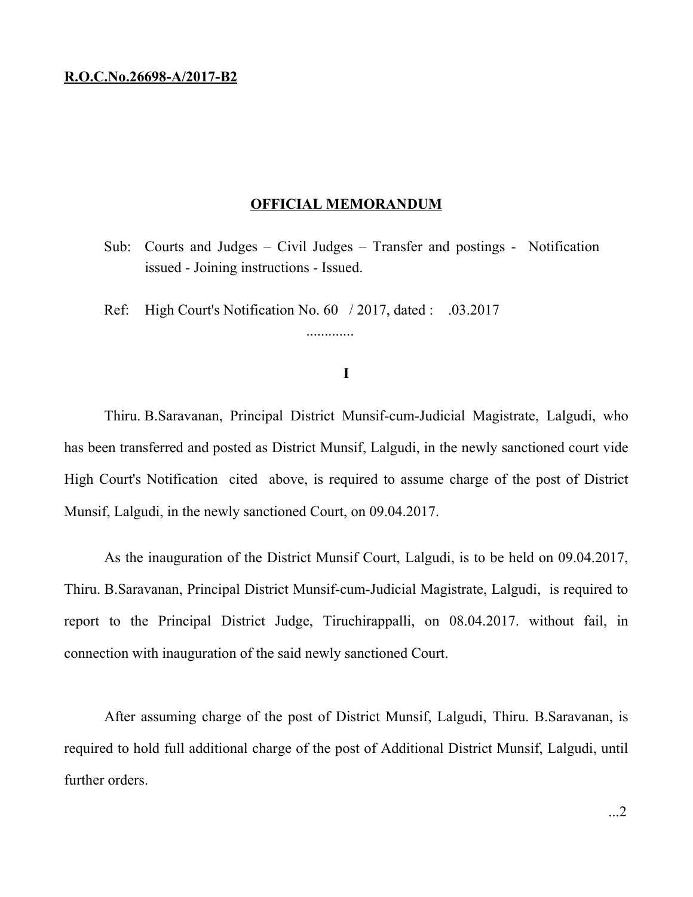**R.O.C.No.26698-A/2017-B2**

## OFFICIAL MEMORANDUM

Sub: Courts and Judges – Civil Judges – Transfer and postings - Notification issued - Joining instructions - Issued.

Ref: High Court's Notification No. 60 / 2017, dated : .03.2017

.............

**I**

Thiru. B.Saravanan, Principal District Munsif-cum-Judicial Magistrate, Lalgudi, who has been transferred and posted as District Munsif, Lalgudi, in the newly sanctioned court vide High Court's Notification cited above, is required to assume charge of the post of District Munsif, Lalgudi, in the newly sanctioned Court, on 09.04.2017.

As the inauguration of the District Munsif Court, Lalgudi, is to be held on 09.04.2017, Thiru. B.Saravanan, Principal District Munsif-cum-Judicial Magistrate, Lalgudi, is required to report to the Principal District Judge, Tiruchirappalli, on 08.04.2017. without fail, in connection with inauguration of the said newly sanctioned Court.

After assuming charge of the post of District Munsif, Lalgudi, Thiru. B.Saravanan, is required to hold full additional charge of the post of Additional District Munsif, Lalgudi, until further orders.

...2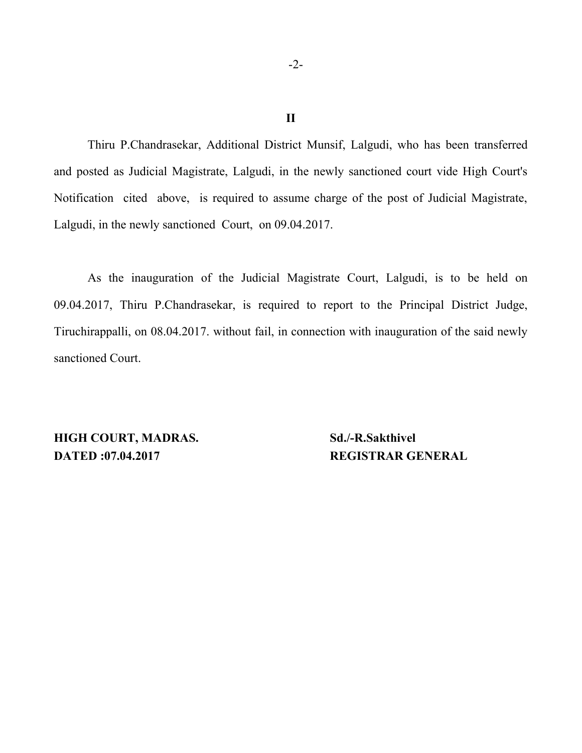**II**

Thiru P.Chandrasekar, Additional District Munsif, Lalgudi, who has been transferred and posted as Judicial Magistrate, Lalgudi, in the newly sanctioned court vide High Court's Notification cited above, is required to assume charge of the post of Judicial Magistrate, Lalgudi, in the newly sanctioned Court, on 09.04.2017.

As the inauguration of the Judicial Magistrate Court, Lalgudi, is to be held on 09.04.2017, Thiru P.Chandrasekar, is required to report to the Principal District Judge, Tiruchirappalli, on 08.04.2017. without fail, in connection with inauguration of the said newly sanctioned Court.

**HIGH COURT, MADRAS.**
**DATED :07.04.2017**

**Sd./-R.Sakthivel**
**REGISTRAR GENERAL**